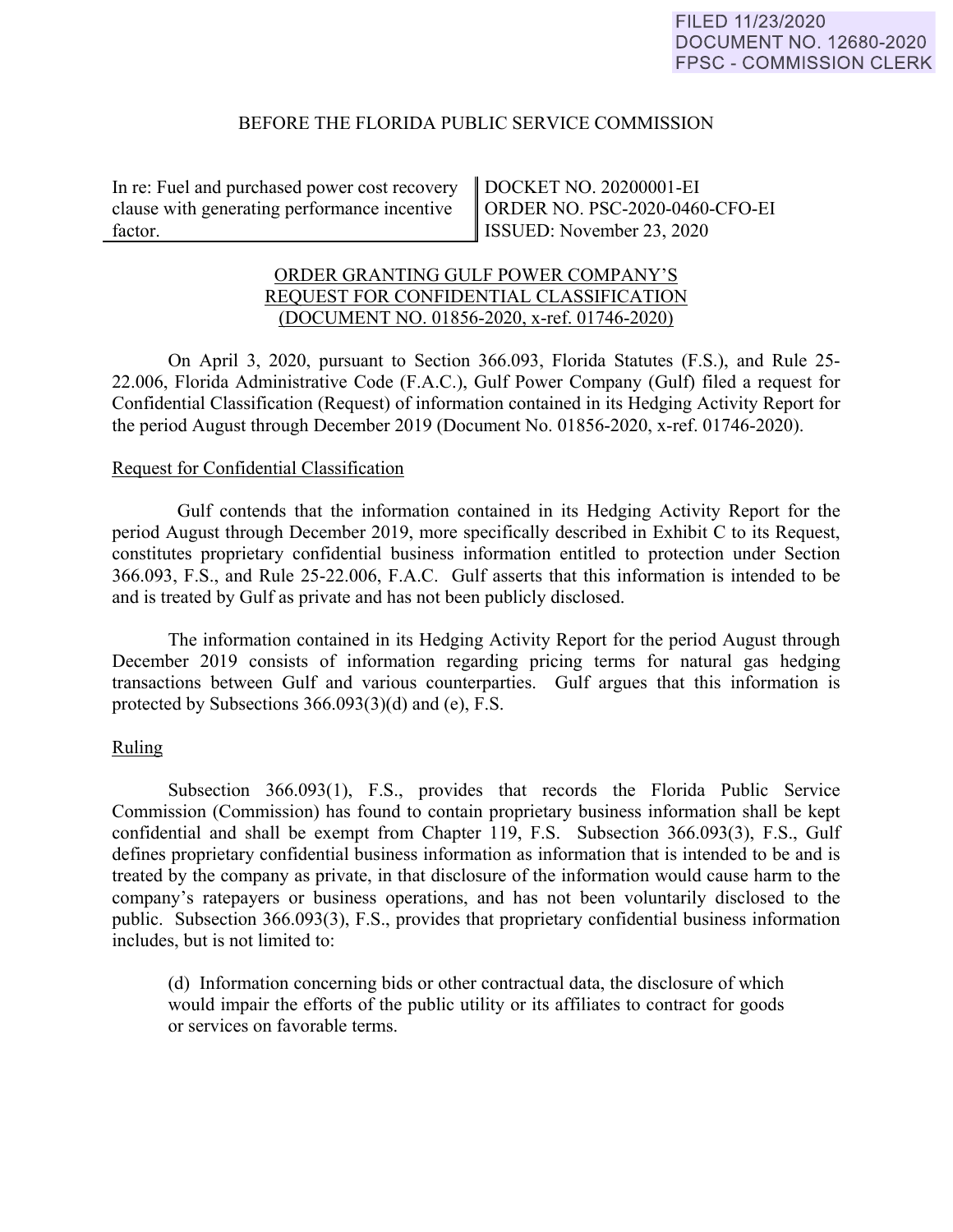FILED 11/23/2020
DOCUMENT NO. 12680-2020
FPSC - COMMISSION CLERK

BEFORE THE FLORIDA PUBLIC SERVICE COMMISSION

| In re: Fuel and purchased power cost recovery clause with generating performance incentive factor. | DOCKET NO. 20200001-EI<br>ORDER NO. PSC-2020-0460-CFO-EI<br>ISSUED: November 23, 2020 |
|---|---|

ORDER GRANTING GULF POWER COMPANY'S
REQUEST FOR CONFIDENTIAL CLASSIFICATION
(DOCUMENT NO. 01856-2020, x-ref. 01746-2020)

On April 3, 2020, pursuant to Section 366.093, Florida Statutes (F.S.), and Rule 25-22.006, Florida Administrative Code (F.A.C.), Gulf Power Company (Gulf) filed a request for Confidential Classification (Request) of information contained in its Hedging Activity Report for the period August through December 2019 (Document No. 01856-2020, x-ref. 01746-2020).

Request for Confidential Classification

Gulf contends that the information contained in its Hedging Activity Report for the period August through December 2019, more specifically described in Exhibit C to its Request, constitutes proprietary confidential business information entitled to protection under Section 366.093, F.S., and Rule 25-22.006, F.A.C. Gulf asserts that this information is intended to be and is treated by Gulf as private and has not been publicly disclosed.

The information contained in its Hedging Activity Report for the period August through December 2019 consists of information regarding pricing terms for natural gas hedging transactions between Gulf and various counterparties. Gulf argues that this information is protected by Subsections 366.093(3)(d) and (e), F.S.

Ruling

Subsection 366.093(1), F.S., provides that records the Florida Public Service Commission (Commission) has found to contain proprietary business information shall be kept confidential and shall be exempt from Chapter 119, F.S. Subsection 366.093(3), F.S., Gulf defines proprietary confidential business information as information that is intended to be and is treated by the company as private, in that disclosure of the information would cause harm to the company's ratepayers or business operations, and has not been voluntarily disclosed to the public. Subsection 366.093(3), F.S., provides that proprietary confidential business information includes, but is not limited to:

> (d) Information concerning bids or other contractual data, the disclosure of which would impair the efforts of the public utility or its affiliates to contract for goods or services on favorable terms.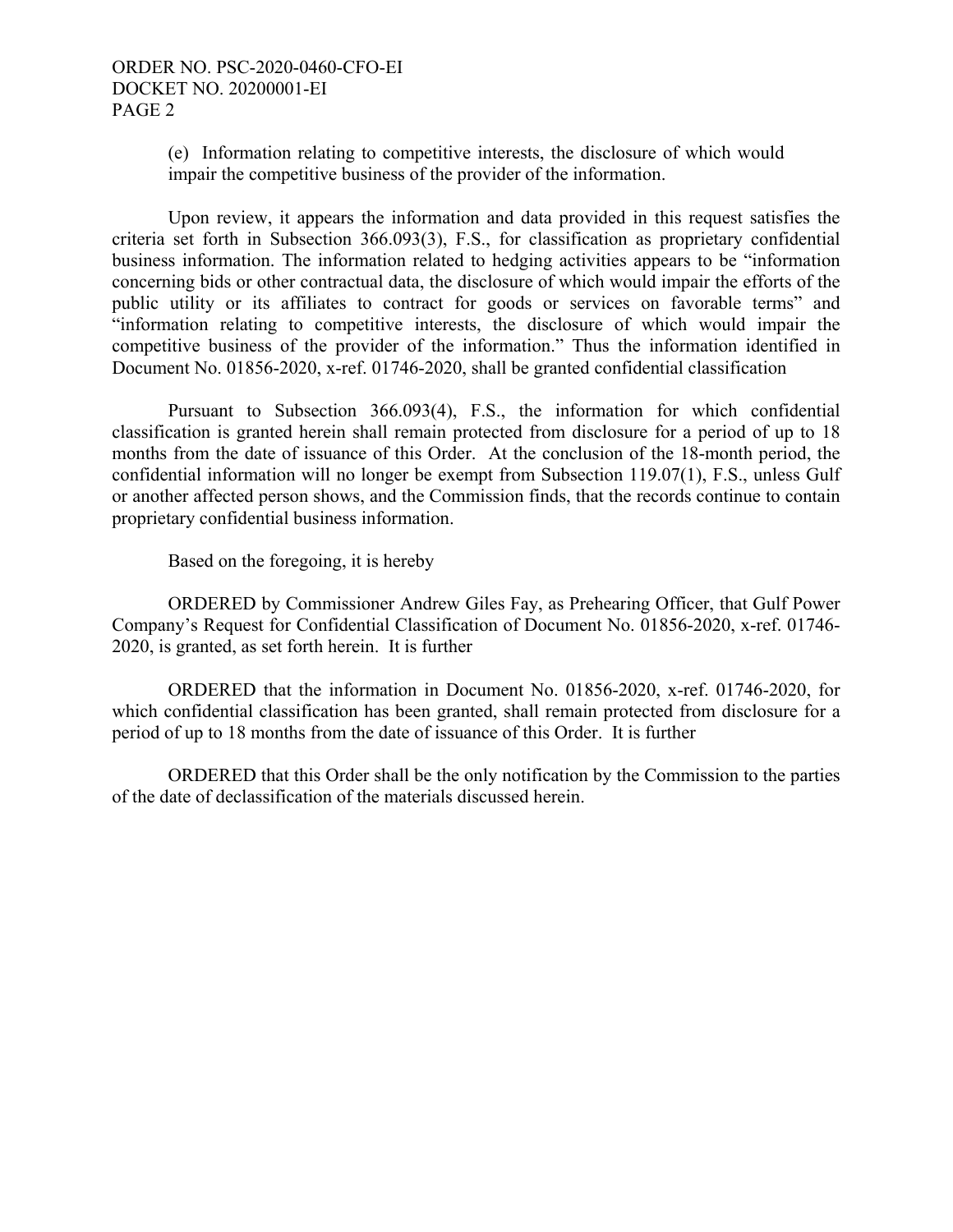(e) Information relating to competitive interests, the disclosure of which would impair the competitive business of the provider of the information.

Upon review, it appears the information and data provided in this request satisfies the criteria set forth in Subsection 366.093(3), F.S., for classification as proprietary confidential business information. The information related to hedging activities appears to be "information concerning bids or other contractual data, the disclosure of which would impair the efforts of the public utility or its affiliates to contract for goods or services on favorable terms" and "information relating to competitive interests, the disclosure of which would impair the competitive business of the provider of the information." Thus the information identified in Document No. 01856-2020, x-ref. 01746-2020, shall be granted confidential classification

Pursuant to Subsection 366.093(4), F.S., the information for which confidential classification is granted herein shall remain protected from disclosure for a period of up to 18 months from the date of issuance of this Order. At the conclusion of the 18-month period, the confidential information will no longer be exempt from Subsection 119.07(1), F.S., unless Gulf or another affected person shows, and the Commission finds, that the records continue to contain proprietary confidential business information.

Based on the foregoing, it is hereby

ORDERED by Commissioner Andrew Giles Fay, as Prehearing Officer, that Gulf Power Company's Request for Confidential Classification of Document No. 01856-2020, x-ref. 01746-2020, is granted, as set forth herein. It is further

ORDERED that the information in Document No. 01856-2020, x-ref. 01746-2020, for which confidential classification has been granted, shall remain protected from disclosure for a period of up to 18 months from the date of issuance of this Order. It is further

ORDERED that this Order shall be the only notification by the Commission to the parties of the date of declassification of the materials discussed herein.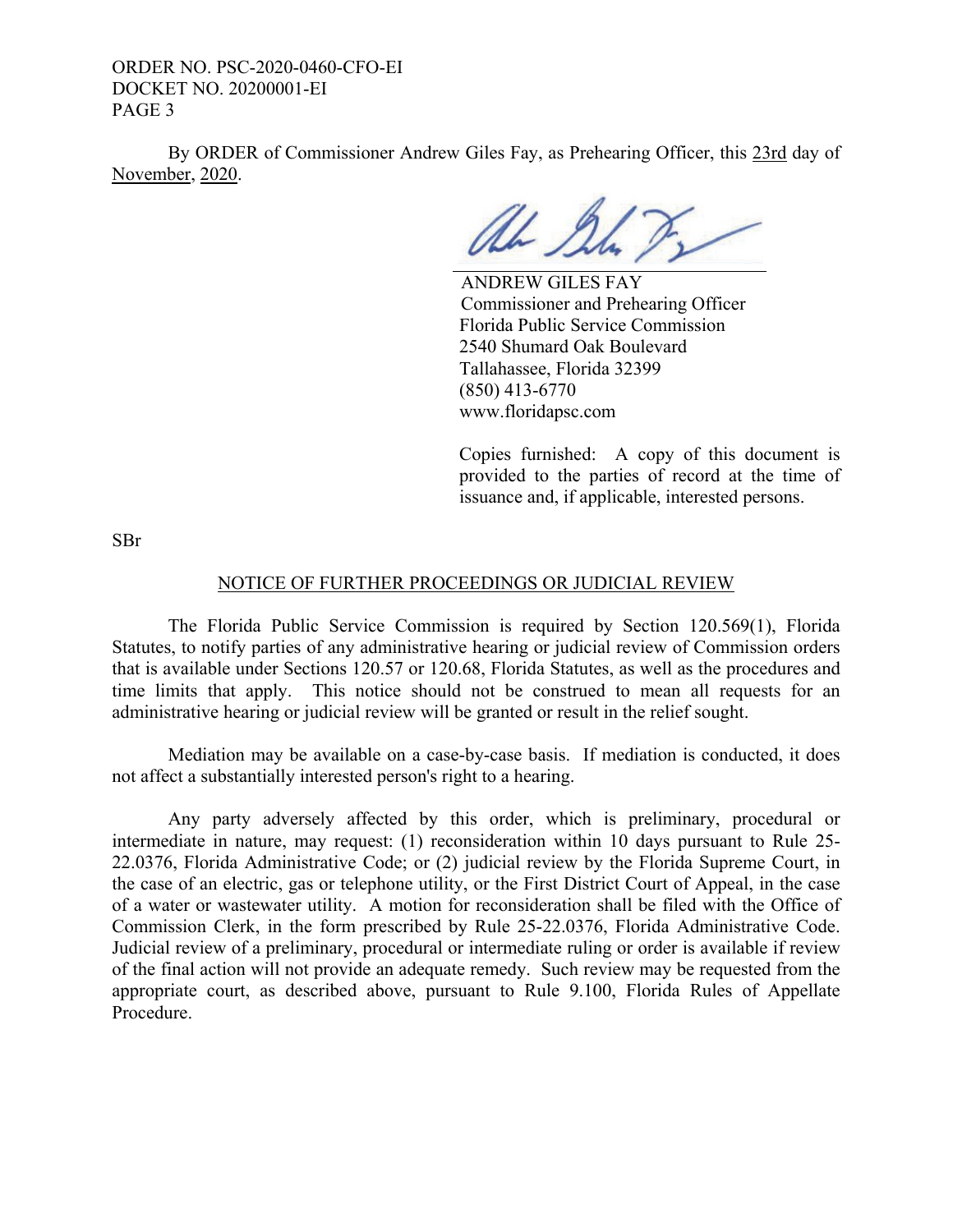By ORDER of Commissioner Andrew Giles Fay, as Prehearing Officer, this 23rd day of November, 2020.

ANDREW GILES FAY
Commissioner and Prehearing Officer
Florida Public Service Commission
2540 Shumard Oak Boulevard
Tallahassee, Florida 32399
(850) 413-6770
www.floridapsc.com

Copies furnished: A copy of this document is provided to the parties of record at the time of issuance and, if applicable, interested persons.

SBr

## NOTICE OF FURTHER PROCEEDINGS OR JUDICIAL REVIEW

The Florida Public Service Commission is required by Section 120.569(1), Florida Statutes, to notify parties of any administrative hearing or judicial review of Commission orders that is available under Sections 120.57 or 120.68, Florida Statutes, as well as the procedures and time limits that apply. This notice should not be construed to mean all requests for an administrative hearing or judicial review will be granted or result in the relief sought.

Mediation may be available on a case-by-case basis. If mediation is conducted, it does not affect a substantially interested person's right to a hearing.

Any party adversely affected by this order, which is preliminary, procedural or intermediate in nature, may request: (1) reconsideration within 10 days pursuant to Rule 25-22.0376, Florida Administrative Code; or (2) judicial review by the Florida Supreme Court, in the case of an electric, gas or telephone utility, or the First District Court of Appeal, in the case of a water or wastewater utility. A motion for reconsideration shall be filed with the Office of Commission Clerk, in the form prescribed by Rule 25-22.0376, Florida Administrative Code. Judicial review of a preliminary, procedural or intermediate ruling or order is available if review of the final action will not provide an adequate remedy. Such review may be requested from the appropriate court, as described above, pursuant to Rule 9.100, Florida Rules of Appellate Procedure.